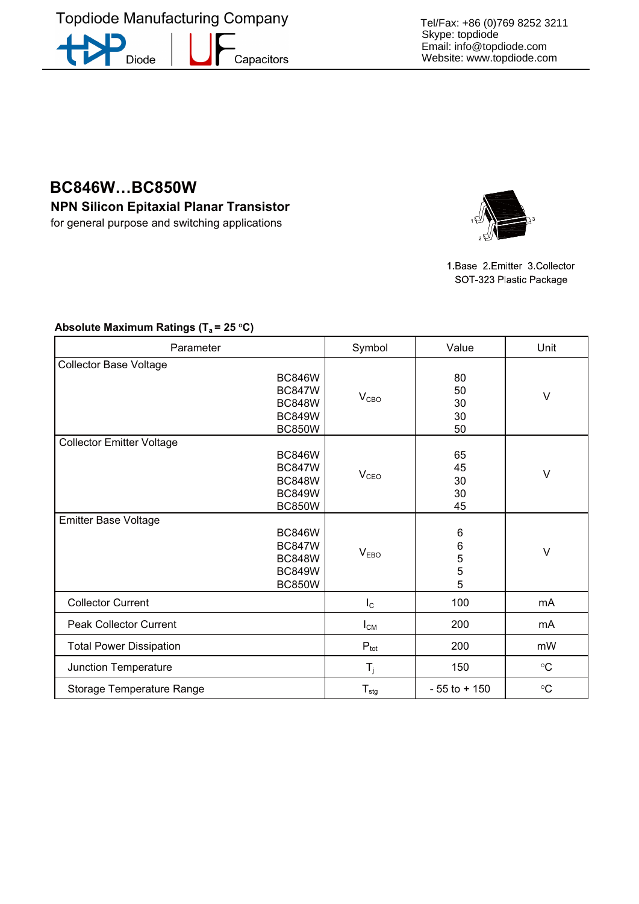Topdiode Manufacturing Company

Diode | Capacitors

Tel/Fax: +86 (0)769 8252 3211
Skype: topdiode
Email: info@topdiode.com
Website: www.topdiode.com

# BC846W…BC850W

## NPN Silicon Epitaxial Planar Transistor

for general purpose and switching applications

1.Base 2.Emitter 3.Collector
SOT-323 Plastic Package

**Absolute Maximum Ratings ($T_a$ = 25 °C)**

| Parameter | | Symbol | Value | Unit |
|---|---|---|---|---|
| Collector Base Voltage | BC846W | $V_{CBO}$ | 80 | V |
| | BC847W | | 50 | |
| | BC848W | | 30 | |
| | BC849W | | 30 | |
| | BC850W | | 50 | |
| Collector Emitter Voltage | BC846W | $V_{CEO}$ | 65 | V |
| | BC847W | | 45 | |
| | BC848W | | 30 | |
| | BC849W | | 30 | |
| | BC850W | | 45 | |
| Emitter Base Voltage | BC846W | $V_{EBO}$ | 6 | V |
| | BC847W | | 6 | |
| | BC848W | | 5 | |
| | BC849W | | 5 | |
| | BC850W | | 5 | |
| Collector Current | | $I_C$ | 100 | mA |
| Peak Collector Current | | $I_{CM}$ | 200 | mA |
| Total Power Dissipation | | $P_{tot}$ | 200 | mW |
| Junction Temperature | | $T_j$ | 150 | °C |
| Storage Temperature Range | | $T_{stg}$ | - 55 to + 150 | °C |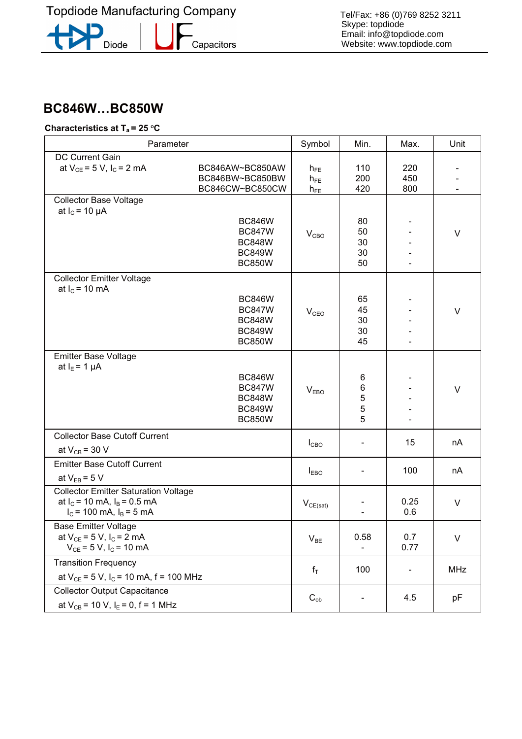## BC846W…BC850W

**Characteristics at $T_a$ = 25 °C**

| Parameter | | Symbol | Min. | Max. | Unit |
|---|---|---|---|---|---|
| DC Current Gain<br>at $V_{CE}$ = 5 V, $I_C$ = 2 mA | BC846AW~BC850AW<br>BC846BW~BC850BW<br>BC846CW~BC850CW | $h_{FE}$<br>$h_{FE}$<br>$h_{FE}$ | 110<br>200<br>420 | 220<br>450<br>800 | -<br>-<br>- |
| Collector Base Voltage<br>at $I_C$ = 10 µA | BC846W<br>BC847W<br>BC848W<br>BC849W<br>BC850W | $V_{CBO}$ | 80<br>50<br>30<br>30<br>50 | -<br>-<br>-<br>-<br>- | V |
| Collector Emitter Voltage<br>at $I_C$ = 10 mA | BC846W<br>BC847W<br>BC848W<br>BC849W<br>BC850W | $V_{CEO}$ | 65<br>45<br>30<br>30<br>45 | -<br>-<br>-<br>-<br>- | V |
| Emitter Base Voltage<br>at $I_E$ = 1 µA | BC846W<br>BC847W<br>BC848W<br>BC849W<br>BC850W | $V_{EBO}$ | 6<br>6<br>5<br>5<br>5 | -<br>-<br>-<br>-<br>- | V |
| Collector Base Cutoff Current<br>at $V_{CB}$ = 30 V | | $I_{CBO}$ | - | 15 | nA |
| Emitter Base Cutoff Current<br>at $V_{EB}$ = 5 V | | $I_{EBO}$ | - | 100 | nA |
| Collector Emitter Saturation Voltage<br>at $I_C$ = 10 mA, $I_B$ = 0.5 mA<br>$I_C$ = 100 mA, $I_B$ = 5 mA | | $V_{CE(sat)}$ | -<br>- | 0.25<br>0.6 | V |
| Base Emitter Voltage<br>at $V_{CE}$ = 5 V, $I_C$ = 2 mA<br>$V_{CE}$ = 5 V, $I_C$ = 10 mA | | $V_{BE}$ | 0.58<br>- | 0.7<br>0.77 | V |
| Transition Frequency<br>at $V_{CE}$ = 5 V, $I_C$ = 10 mA, f = 100 MHz | | $f_T$ | 100 | - | MHz |
| Collector Output Capacitance<br>at $V_{CB}$ = 10 V, $I_E$ = 0, f = 1 MHz | | $C_{ob}$ | - | 4.5 | pF |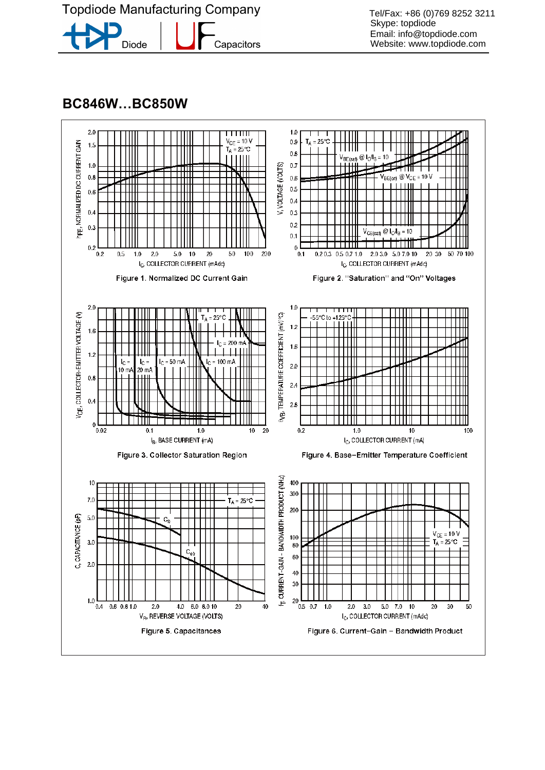## BC846W…BC850W

Figure 1. Normalized DC Current Gain

Figure 2. "Saturation" and "On" Voltages

Figure 3. Collector Saturation Region

Figure 4. Base−Emitter Temperature Coefficient

Figure 5. Capacitances

Figure 6. Current−Gain − Bandwidth Product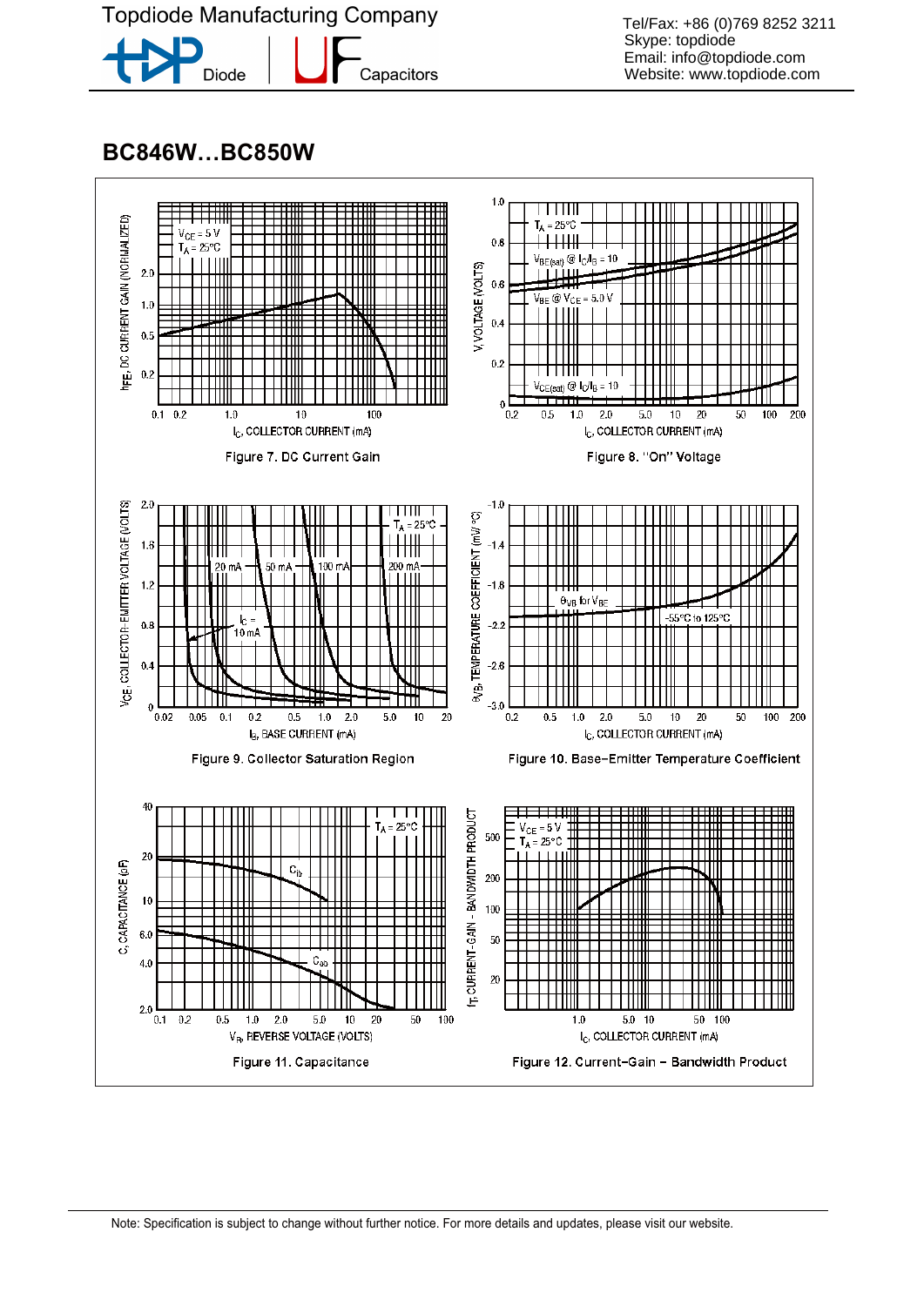## BC846W…BC850W

$V_{CE}$ = 5 V
$T_A$ = 25°C

$h_{FE}$, DC CURRENT GAIN (NORMALIZED)

2.0
1.0
0.5
0.2

0.1 0.2 1.0 10 100

$I_C$, COLLECTOR CURRENT (mA)

Figure 7. DC Current Gain

$T_A$ = 25°C

$V_{BE(sat)}$ @ $I_C/I_B$ = 10

$V_{BE}$ @ $V_{CE}$ = 5.0 V

$V_{CE(sat)}$ @ $I_C/I_B$ = 10

V, VOLTAGE (VOLTS)

1.0
0.8
0.6
0.4
0.2
0

0.2 0.5 1.0 2.0 5.0 10 20 50 100 200

$I_C$, COLLECTOR CURRENT (mA)

Figure 8. "On" Voltage

$T_A$ = 25°C

20 mA 50 mA 100 mA 200 mA

$I_C$ = 10 mA

$V_{CE}$, COLLECTOR-EMITTER VOLTAGE (VOLTS)

2.0
1.6
1.2
0.8
0.4
0

0.02 0.05 0.1 0.2 0.5 1.0 2.0 5.0 10 20

$I_B$, BASE CURRENT (mA)

Figure 9. Collector Saturation Region

$\theta_{VB}$ for $V_{BE}$

-55°C to 125°C

$\theta_{VB}$, TEMPERATURE COEFFICIENT (mV/°C)

-1.0
-1.4
-1.8
-2.2
-2.6
-3.0

0.2 0.5 1.0 2.0 5.0 10 20 50 100 200

$I_C$, COLLECTOR CURRENT (mA)

Figure 10. Base-Emitter Temperature Coefficient

$T_A$ = 25°C

$C_{ib}$

$C_{ob}$

C, CAPACITANCE (pF)

40
20
10
6.0
4.0
2.0

0.1 0.2 0.5 1.0 2.0 5.0 10 20 50 100

$V_R$, REVERSE VOLTAGE (VOLTS)

Figure 11. Capacitance

$V_{CE}$ = 5 V
$T_A$ = 25°C

$f_T$, CURRENT-GAIN - BANDWIDTH PRODUCT

500
200
100
50
20

1.0 5.0 10 50 100

$I_C$, COLLECTOR CURRENT (mA)

Figure 12. Current-Gain – Bandwidth Product

Note: Specification is subject to change without further notice. For more details and updates, please visit our website.